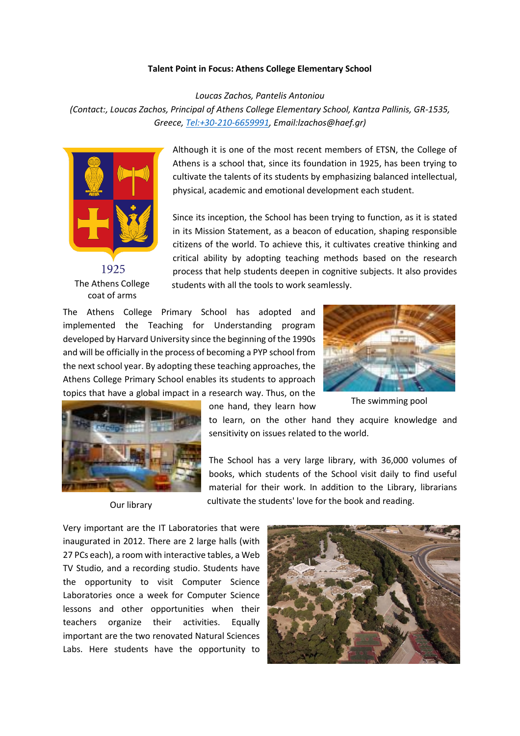**Talent Point in Focus: Athens College Elementary School**

*Loucas Zachos, Pantelis Antoniou*

*(Contact:, Loucas Zachos, Principal of Athens College Elementary School, Kantza Pallinis, GR-1535, Greece, Tel:+30-210-6659991, Email:lzachos@haef.gr)*

1925

The Athens College coat of arms

Although it is one of the most recent members of ETSN, the College of Athens is a school that, since its foundation in 1925, has been trying to cultivate the talents of its students by emphasizing balanced intellectual, physical, academic and emotional development each student.

Since its inception, the School has been trying to function, as it is stated in its Mission Statement, as a beacon of education, shaping responsible citizens of the world. To achieve this, it cultivates creative thinking and critical ability by adopting teaching methods based on the research process that help students deepen in cognitive subjects. It also provides students with all the tools to work seamlessly.

The Athens College Primary School has adopted and implemented the Teaching for Understanding program developed by Harvard University since the beginning of the 1990s and will be officially in the process of becoming a PYP school from the next school year. By adopting these teaching approaches, the Athens College Primary School enables its students to approach topics that have a global impact in a research way. Thus, on the one hand, they learn how to learn, on the other hand they acquire knowledge and sensitivity on issues related to the world.

The swimming pool

The School has a very large library, with 36,000 volumes of books, which students of the School visit daily to find useful material for their work. In addition to the Library, librarians cultivate the students' love for the book and reading.

Our library

Very important are the IT Laboratories that were inaugurated in 2012. There are 2 large halls (with 27 PCs each), a room with interactive tables, a Web TV Studio, and a recording studio. Students have the opportunity to visit Computer Science Laboratories once a week for Computer Science lessons and other opportunities when their teachers organize their activities. Equally important are the two renovated Natural Sciences Labs. Here students have the opportunity to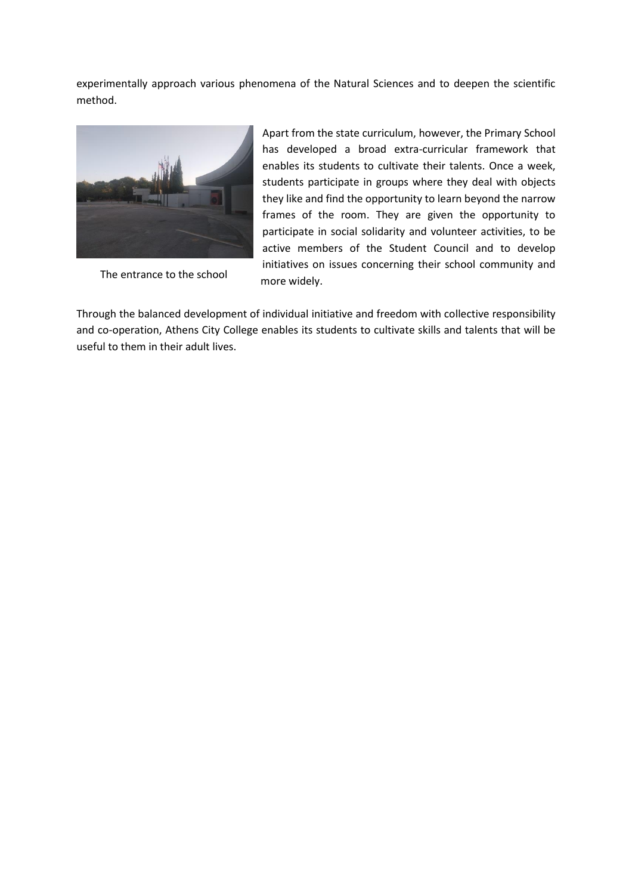experimentally approach various phenomena of the Natural Sciences and to deepen the scientific method.

The entrance to the school

Apart from the state curriculum, however, the Primary School has developed a broad extra-curricular framework that enables its students to cultivate their talents. Once a week, students participate in groups where they deal with objects they like and find the opportunity to learn beyond the narrow frames of the room. They are given the opportunity to participate in social solidarity and volunteer activities, to be active members of the Student Council and to develop initiatives on issues concerning their school community and more widely.

Through the balanced development of individual initiative and freedom with collective responsibility and co-operation, Athens City College enables its students to cultivate skills and talents that will be useful to them in their adult lives.